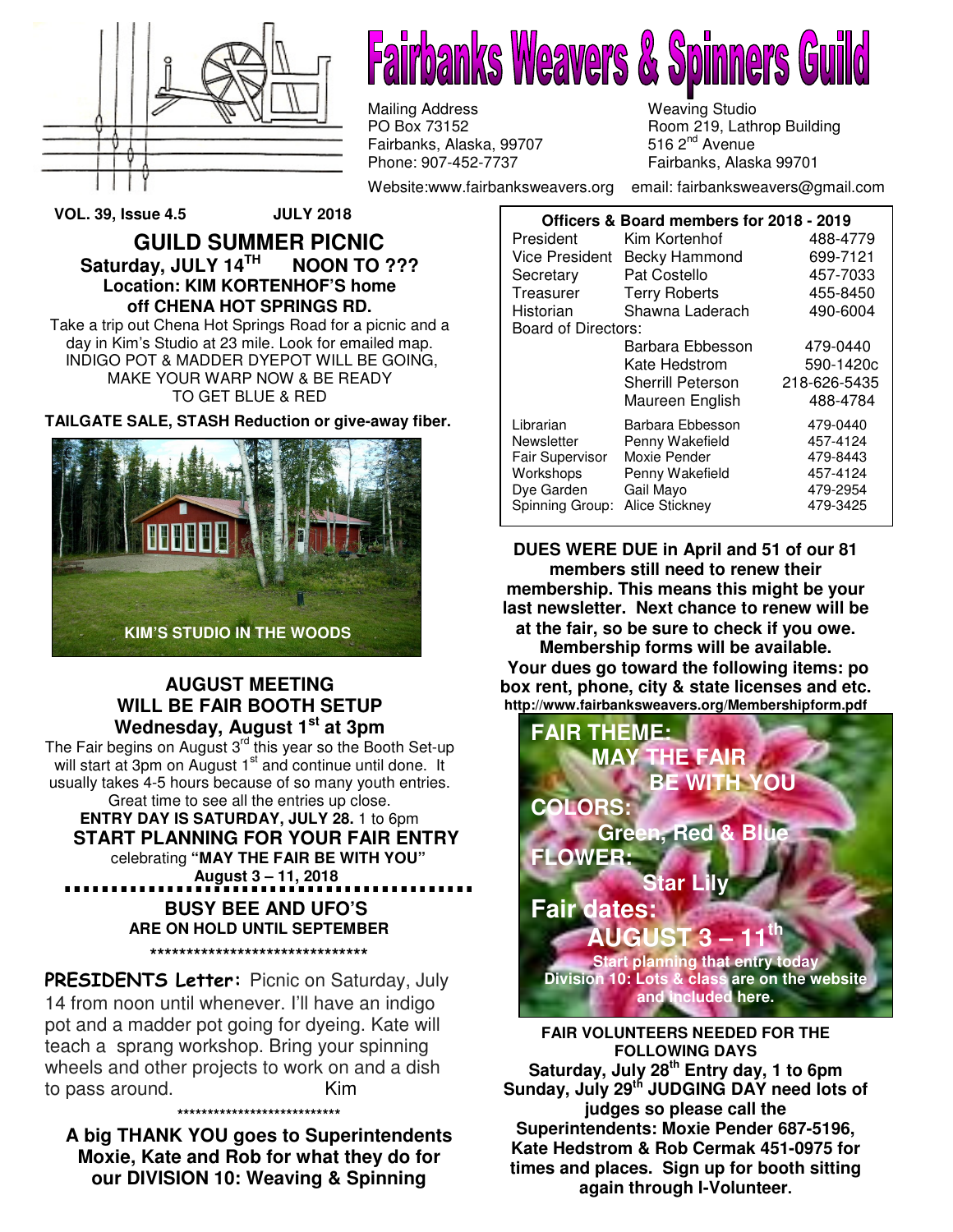# Fairbanks Weavers & Spinners Guild

Mailing Address
PO Box 73152
Fairbanks, Alaska, 99707
Phone: 907-452-7737

Weaving Studio
Room 219, Lathrop Building
516 2nd Avenue
Fairbanks, Alaska 99701

Website:www.fairbanksweavers.org email: fairbanksweavers@gmail.com

**VOL. 39, Issue 4.5 JULY 2018**

## GUILD SUMMER PICNIC

**Saturday, JULY 14TH NOON TO ???**
**Location: KIM KORTENHOF'S home off CHENA HOT SPRINGS RD.**

Take a trip out Chena Hot Springs Road for a picnic and a day in Kim's Studio at 23 mile. Look for emailed map.
INDIGO POT & MADDER DYEPOT WILL BE GOING, MAKE YOUR WARP NOW & BE READY TO GET BLUE & RED

**TAILGATE SALE, STASH Reduction or give-away fiber.**

KIM'S STUDIO IN THE WOODS

## AUGUST MEETING WILL BE FAIR BOOTH SETUP

**Wednesday, August 1st at 3pm**

The Fair begins on August 3rd this year so the Booth Set-up will start at 3pm on August 1st and continue until done. It usually takes 4-5 hours because of so many youth entries. Great time to see all the entries up close.

**ENTRY DAY IS SATURDAY, JULY 28.** 1 to 6pm

**START PLANNING FOR YOUR FAIR ENTRY**
celebrating **"MAY THE FAIR BE WITH YOU"**
**August 3 – 11, 2018**

**BUSY BEE AND UFO'S ARE ON HOLD UNTIL SEPTEMBER**

*******************************

**PRESIDENTS Letter:** Picnic on Saturday, July 14 from noon until whenever. I'll have an indigo pot and a madder pot going for dyeing. Kate will teach a sprang workshop. Bring your spinning wheels and other projects to work on and a dish to pass around. Kim

***************************

**A big THANK YOU goes to Superintendents Moxie, Kate and Rob for what they do for our DIVISION 10: Weaving & Spinning**

| Officers & Board members for 2018 - 2019 | | |
|---|---|---|
| President | Kim Kortenhof | 488-4779 |
| Vice President | Becky Hammond | 699-7121 |
| Secretary | Pat Costello | 457-7033 |
| Treasurer | Terry Roberts | 455-8450 |
| Historian | Shawna Laderach | 490-6004 |
| Board of Directors: | | |
| | Barbara Ebbesson | 479-0440 |
| | Kate Hedstrom | 590-1420c |
| | Sherrill Peterson | 218-626-5435 |
| | Maureen English | 488-4784 |
| Librarian | Barbara Ebbesson | 479-0440 |
| Newsletter | Penny Wakefield | 457-4124 |
| Fair Supervisor | Moxie Pender | 479-8443 |
| Workshops | Penny Wakefield | 457-4124 |
| Dye Garden | Gail Mayo | 479-2954 |
| Spinning Group: | Alice Stickney | 479-3425 |

**DUES WERE DUE in April and 51 of our 81 members still need to renew their membership. This means this might be your last newsletter. Next chance to renew will be at the fair, so be sure to check if you owe. Membership forms will be available. Your dues go toward the following items: po box rent, phone, city & state licenses and etc.**
**http://www.fairbanksweavers.org/Membershipform.pdf**

**FAIR THEME:** MAY THE FAIR BE WITH YOU
**COLORS:** Green, Red & Blue
**FLOWER:** Star Lily
**Fair dates:** AUGUST 3 – 11th
Start planning that entry today
Division 10: Lots & class are on the website and included here.

**FAIR VOLUNTEERS NEEDED FOR THE FOLLOWING DAYS**
**Saturday, July 28th Entry day, 1 to 6pm**
**Sunday, July 29th JUDGING DAY need lots of judges so please call the Superintendents: Moxie Pender 687-5196, Kate Hedstrom & Rob Cermak 451-0975 for times and places. Sign up for booth sitting again through I-Volunteer.**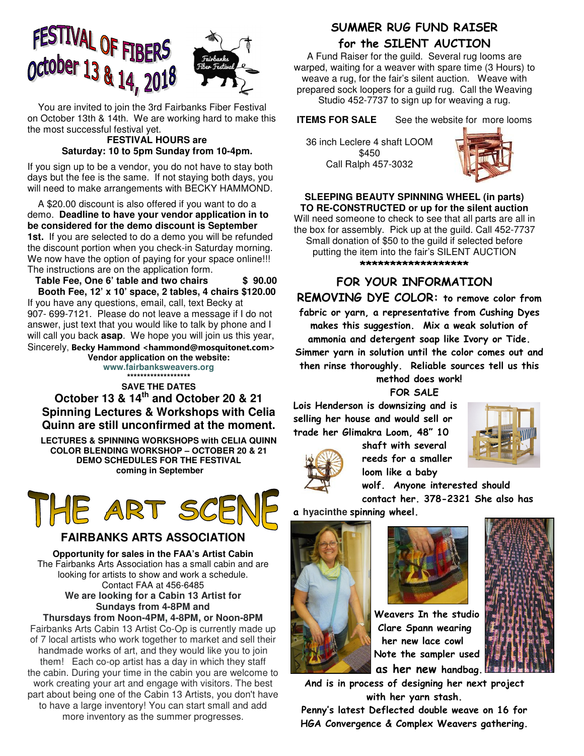# FESTIVAL OF FIBERS October 13 & 14, 2018

Fairbanks Fiber Festival

You are invited to join the 3rd Fairbanks Fiber Festival on October 13th & 14th. We are working hard to make this the most successful festival yet.

**FESTIVAL HOURS are**
**Saturday: 10 to 5pm Sunday from 10-4pm.**

If you sign up to be a vendor, you do not have to stay both days but the fee is the same. If not staying both days, you will need to make arrangements with BECKY HAMMOND.

A $20.00 discount is also offered if you want to do a demo. **Deadline to have your vendor application in to be considered for the demo discount is September 1st.** If you are selected to do a demo you will be refunded the discount portion when you check-in Saturday morning. We now have the option of paying for your space online!!! The instructions are on the application form.

**Table Fee, One 6' table and two chairs $ 90.00**
**Booth Fee, 12' x 10' space, 2 tables, 4 chairs $120.00**

If you have any questions, email, call, text Becky at 907- 699-7121. Please do not leave a message if I do not answer, just text that you would like to talk by phone and I will call you back **asap**. We hope you will join us this year,

Sincerely, **Becky Hammond <hammond@mosquitonet.com>**

**Vendor application on the website:**
**www.fairbanksweavers.org**

*******************

**SAVE THE DATES**

## October 13 & 14th and October 20 & 21 Spinning Lectures & Workshops with Celia Quinn are still unconfirmed at the moment.

**LECTURES & SPINNING WORKSHOPS with CELIA QUINN**
**COLOR BLENDING WORKSHOP – OCTOBER 20 & 21**
**DEMO SCHEDULES FOR THE FESTIVAL**
**coming in September**

# THE ART SCENE

## FAIRBANKS ARTS ASSOCIATION

**Opportunity for sales in the FAA's Artist Cabin**

The Fairbanks Arts Association has a small cabin and are looking for artists to show and work a schedule. Contact FAA at 456-6485

**We are looking for a Cabin 13 Artist for Sundays from 4-8PM and Thursdays from Noon-4PM, 4-8PM, or Noon-8PM**

Fairbanks Arts Cabin 13 Artist Co-Op is currently made up of 7 local artists who work together to market and sell their handmade works of art, and they would like you to join them! Each co-op artist has a day in which they staff the cabin. During your time in the cabin you are welcome to work creating your art and engage with visitors. The best part about being one of the Cabin 13 Artists, you don't have to have a large inventory! You can start small and add more inventory as the summer progresses.

## SUMMER RUG FUND RAISER for the SILENT AUCTION

A Fund Raiser for the guild. Several rug looms are warped, waiting for a weaver with spare time (3 Hours) to weave a rug, for the fair's silent auction. Weave with prepared sock loopers for a guild rug. Call the Weaving Studio 452-7737 to sign up for weaving a rug.

**ITEMS FOR SALE** See the website for more looms

36 inch Leclere 4 shaft LOOM
$450
Call Ralph 457-3032

**SLEEPING BEAUTY SPINNING WHEEL (in parts) TO RE-CONSTRUCTED or up for the silent auction**

Will need someone to check to see that all parts are all in the box for assembly. Pick up at the guild. Call 452-7737 Small donation of $50 to the guild if selected before putting the item into the fair's SILENT AUCTION

*******************

## FOR YOUR INFORMATION

**REMOVING DYE COLOR: to remove color from fabric or yarn, a representative from Cushing Dyes makes this suggestion. Mix a weak solution of ammonia and detergent soap like Ivory or Tide. Simmer yarn in solution until the color comes out and then rinse thoroughly. Reliable sources tell us this method does work!**

**FOR SALE**

**Lois Henderson is downsizing and is selling her house and would sell or trade her Glimakra Loom, 48" 10 shaft with several reeds for a smaller loom like a baby wolf. Anyone interested should contact her. 378-2321 She also has a hyacinthe spinning wheel.**

**Weavers In the studio Clare Spann wearing her new lace cowl Note the sampler used as her new handbag. And is in process of designing her next project with her yarn stash.**

**Penny's latest Deflected double weave on 16 for HGA Convergence & Complex Weavers gathering.**